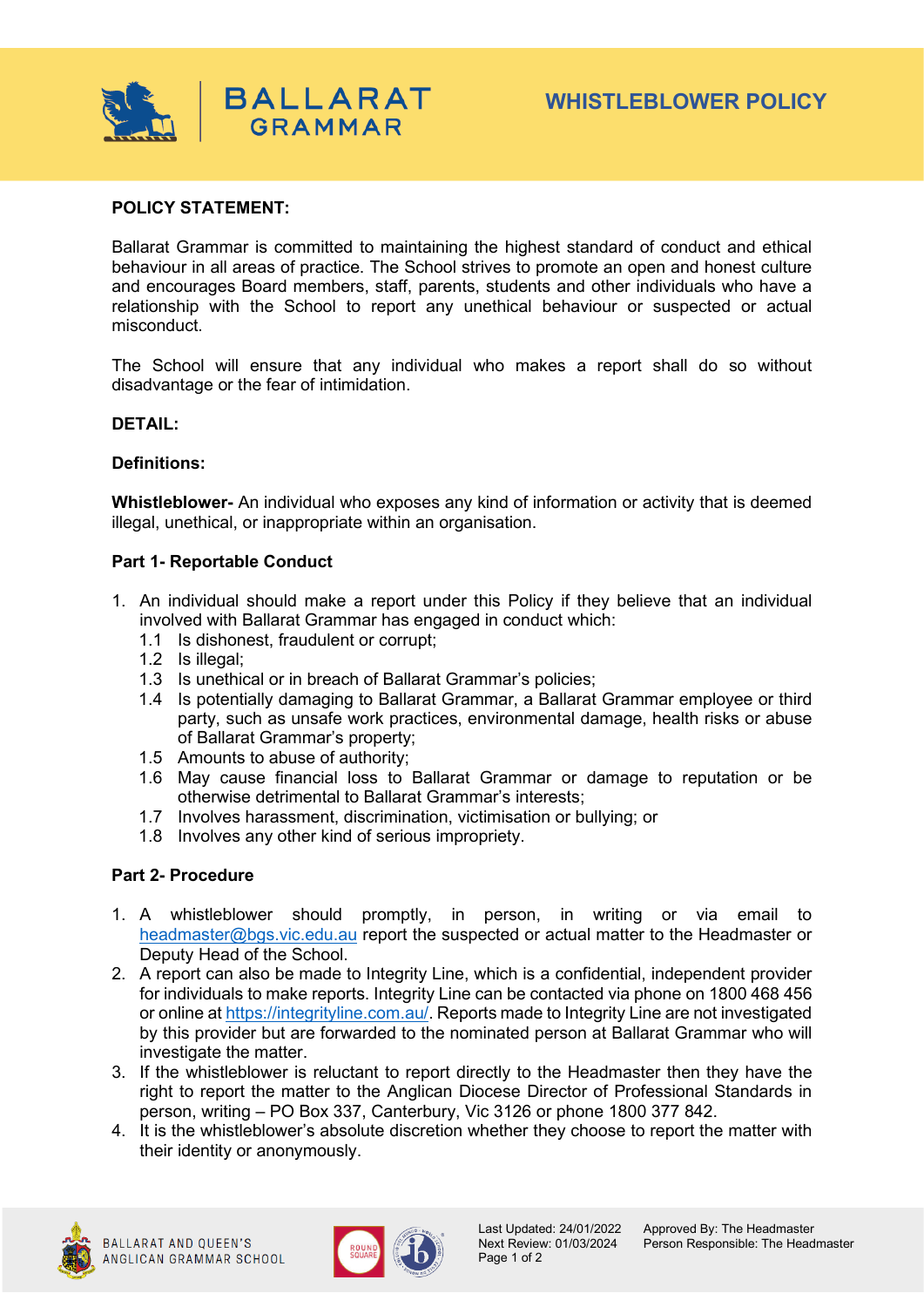# WHISTLEBLOWER POLICY

**POLICY STATEMENT:**

Ballarat Grammar is committed to maintaining the highest standard of conduct and ethical behaviour in all areas of practice. The School strives to promote an open and honest culture and encourages Board members, staff, parents, students and other individuals who have a relationship with the School to report any unethical behaviour or suspected or actual misconduct.

The School will ensure that any individual who makes a report shall do so without disadvantage or the fear of intimidation.

**DETAIL:**

**Definitions:**

**Whistleblower-** An individual who exposes any kind of information or activity that is deemed illegal, unethical, or inappropriate within an organisation.

**Part 1- Reportable Conduct**

1. An individual should make a report under this Policy if they believe that an individual involved with Ballarat Grammar has engaged in conduct which:
   - 1.1 Is dishonest, fraudulent or corrupt;
   - 1.2 Is illegal;
   - 1.3 Is unethical or in breach of Ballarat Grammar's policies;
   - 1.4 Is potentially damaging to Ballarat Grammar, a Ballarat Grammar employee or third party, such as unsafe work practices, environmental damage, health risks or abuse of Ballarat Grammar's property;
   - 1.5 Amounts to abuse of authority;
   - 1.6 May cause financial loss to Ballarat Grammar or damage to reputation or be otherwise detrimental to Ballarat Grammar's interests;
   - 1.7 Involves harassment, discrimination, victimisation or bullying; or
   - 1.8 Involves any other kind of serious impropriety.

**Part 2- Procedure**

1. A whistleblower should promptly, in person, in writing or via email to headmaster@bgs.vic.edu.au report the suspected or actual matter to the Headmaster or Deputy Head of the School.
2. A report can also be made to Integrity Line, which is a confidential, independent provider for individuals to make reports. Integrity Line can be contacted via phone on 1800 468 456 or online at https://integrityline.com.au/. Reports made to Integrity Line are not investigated by this provider but are forwarded to the nominated person at Ballarat Grammar who will investigate the matter.
3. If the whistleblower is reluctant to report directly to the Headmaster then they have the right to report the matter to the Anglican Diocese Director of Professional Standards in person, writing – PO Box 337, Canterbury, Vic 3126 or phone 1800 377 842.
4. It is the whistleblower's absolute discretion whether they choose to report the matter with their identity or anonymously.

Last Updated: 24/01/2022
Next Review: 01/03/2024
Approved By: The Headmaster
Person Responsible: The Headmaster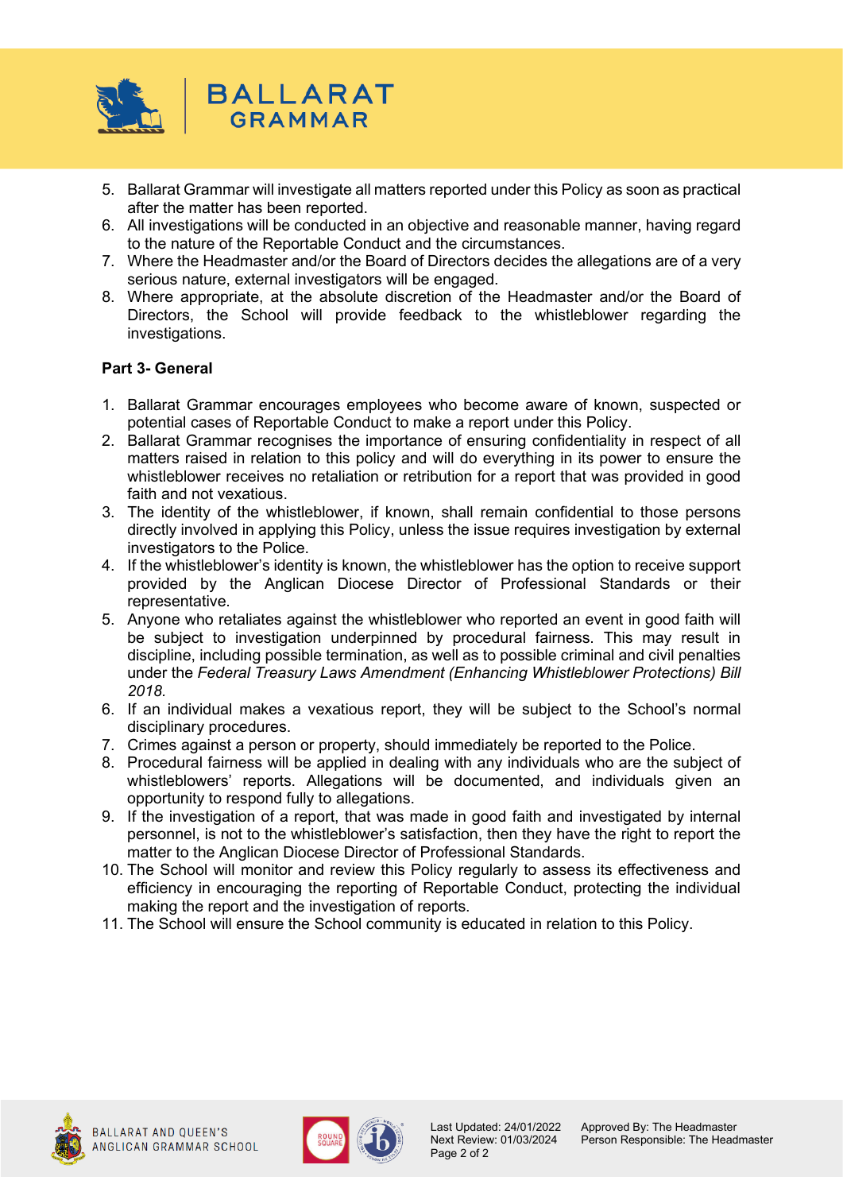5. Ballarat Grammar will investigate all matters reported under this Policy as soon as practical after the matter has been reported.
6. All investigations will be conducted in an objective and reasonable manner, having regard to the nature of the Reportable Conduct and the circumstances.
7. Where the Headmaster and/or the Board of Directors decides the allegations are of a very serious nature, external investigators will be engaged.
8. Where appropriate, at the absolute discretion of the Headmaster and/or the Board of Directors, the School will provide feedback to the whistleblower regarding the investigations.

**Part 3- General**

1. Ballarat Grammar encourages employees who become aware of known, suspected or potential cases of Reportable Conduct to make a report under this Policy.
2. Ballarat Grammar recognises the importance of ensuring confidentiality in respect of all matters raised in relation to this policy and will do everything in its power to ensure the whistleblower receives no retaliation or retribution for a report that was provided in good faith and not vexatious.
3. The identity of the whistleblower, if known, shall remain confidential to those persons directly involved in applying this Policy, unless the issue requires investigation by external investigators to the Police.
4. If the whistleblower's identity is known, the whistleblower has the option to receive support provided by the Anglican Diocese Director of Professional Standards or their representative.
5. Anyone who retaliates against the whistleblower who reported an event in good faith will be subject to investigation underpinned by procedural fairness. This may result in discipline, including possible termination, as well as to possible criminal and civil penalties under the *Federal Treasury Laws Amendment (Enhancing Whistleblower Protections) Bill 2018.*
6. If an individual makes a vexatious report, they will be subject to the School's normal disciplinary procedures.
7. Crimes against a person or property, should immediately be reported to the Police.
8. Procedural fairness will be applied in dealing with any individuals who are the subject of whistleblowers' reports. Allegations will be documented, and individuals given an opportunity to respond fully to allegations.
9. If the investigation of a report, that was made in good faith and investigated by internal personnel, is not to the whistleblower's satisfaction, then they have the right to report the matter to the Anglican Diocese Director of Professional Standards.
10. The School will monitor and review this Policy regularly to assess its effectiveness and efficiency in encouraging the reporting of Reportable Conduct, protecting the individual making the report and the investigation of reports.
11. The School will ensure the School community is educated in relation to this Policy.

Last Updated: 24/01/2022
Next Review: 01/03/2024
Approved By: The Headmaster
Person Responsible: The Headmaster